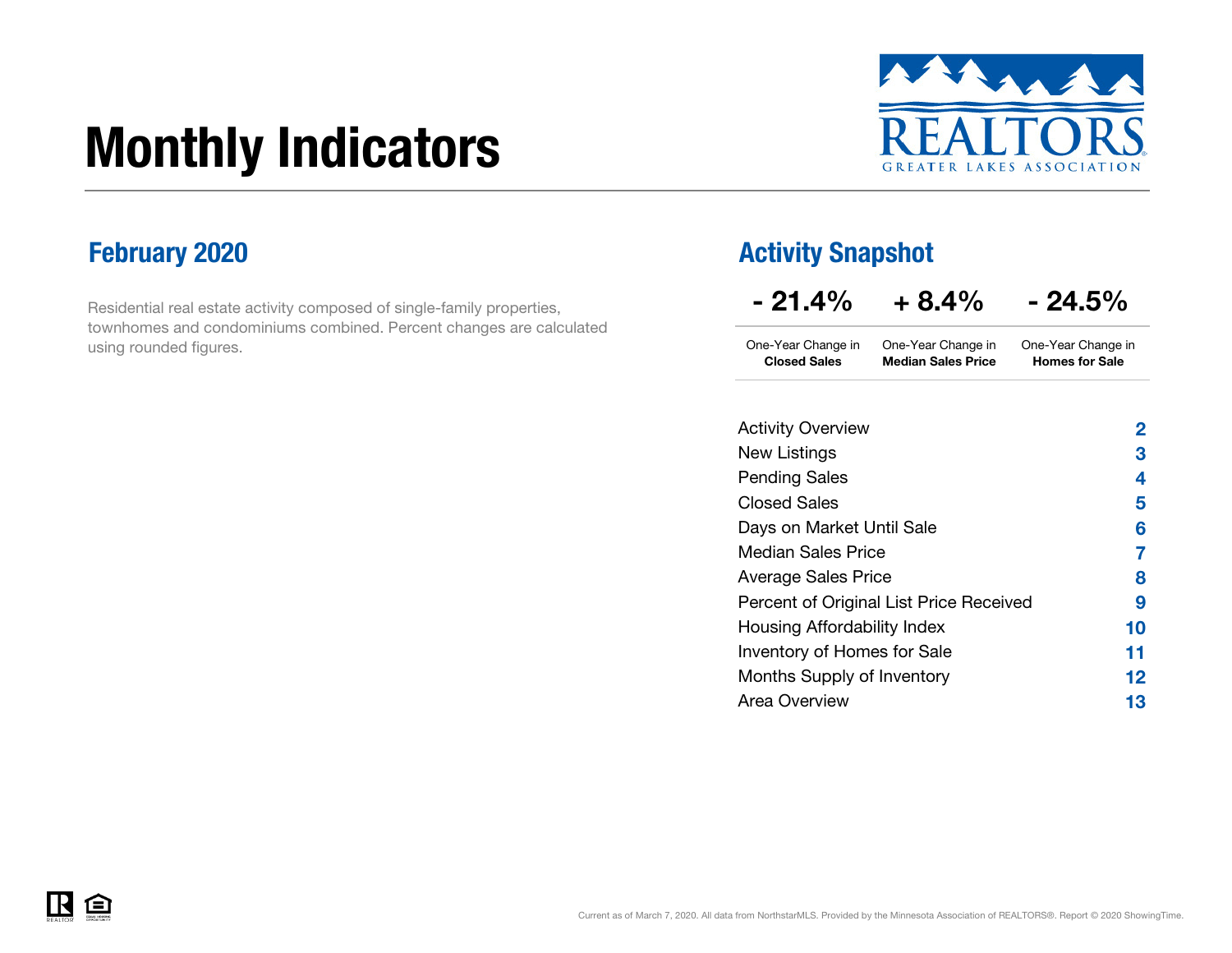# Monthly Indicators

REALTORS
GREATER LAKES ASSOCIATION

## February 2020

Residential real estate activity composed of single-family properties, townhomes and condominiums combined. Percent changes are calculated using rounded figures.

## Activity Snapshot

| - 21.4% | + 8.4% | - 24.5% |
|---|---|---|
| One-Year Change in **Closed Sales** | One-Year Change in **Median Sales Price** | One-Year Change in **Homes for Sale** |

| | |
|---|---|
| Activity Overview | 2 |
| New Listings | 3 |
| Pending Sales | 4 |
| Closed Sales | 5 |
| Days on Market Until Sale | 6 |
| Median Sales Price | 7 |
| Average Sales Price | 8 |
| Percent of Original List Price Received | 9 |
| Housing Affordability Index | 10 |
| Inventory of Homes for Sale | 11 |
| Months Supply of Inventory | 12 |
| Area Overview | 13 |

Current as of March 7, 2020. All data from NorthstarMLS. Provided by the Minnesota Association of REALTORS®. Report © 2020 ShowingTime.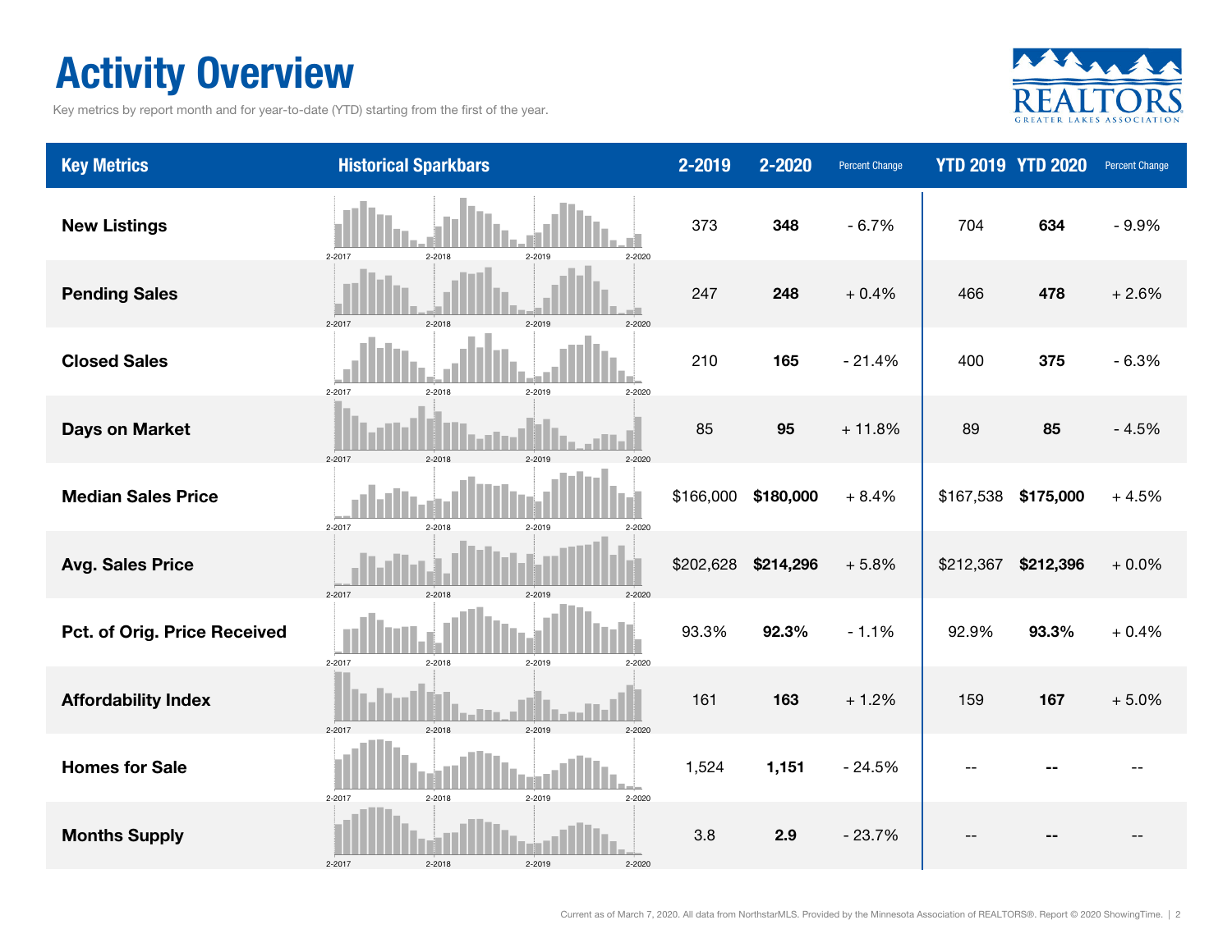# Activity Overview

Key metrics by report month and for year-to-date (YTD) starting from the first of the year.

| Key Metrics | Historical Sparkbars | 2-2019 | 2-2020 | Percent Change | YTD 2019 | YTD 2020 | Percent Change |
|---|---|---|---|---|---|---|---|
| New Listings | 2-2017 2-2018 2-2019 2-2020 | 373 | **348** | - 6.7% | 704 | **634** | - 9.9% |
| Pending Sales | 2-2017 2-2018 2-2019 2-2020 | 247 | **248** | + 0.4% | 466 | **478** | + 2.6% |
| Closed Sales | 2-2017 2-2018 2-2019 2-2020 | 210 | **165** | - 21.4% | 400 | **375** | - 6.3% |
| Days on Market | 2-2017 2-2018 2-2019 2-2020 | 85 | **95** | + 11.8% | 89 | **85** | - 4.5% |
| Median Sales Price | 2-2017 2-2018 2-2019 2-2020 | $166,000 | **$180,000** | + 8.4% | $167,538 | **$175,000** | + 4.5% |
| Avg. Sales Price | 2-2017 2-2018 2-2019 2-2020 | $202,628 | **$214,296** | + 5.8% | $212,367 | **$212,396** | + 0.0% |
| Pct. of Orig. Price Received | 2-2017 2-2018 2-2019 2-2020 | 93.3% | **92.3%** | - 1.1% | 92.9% | **93.3%** | + 0.4% |
| Affordability Index | 2-2017 2-2018 2-2019 2-2020 | 161 | **163** | + 1.2% | 159 | **167** | + 5.0% |
| Homes for Sale | 2-2017 2-2018 2-2019 2-2020 | 1,524 | **1,151** | - 24.5% | -- | **--** | -- |
| Months Supply | 2-2017 2-2018 2-2019 2-2020 | 3.8 | **2.9** | - 23.7% | -- | **--** | -- |

Current as of March 7, 2020. All data from NorthstarMLS. Provided by the Minnesota Association of REALTORS®. Report © 2020 ShowingTime.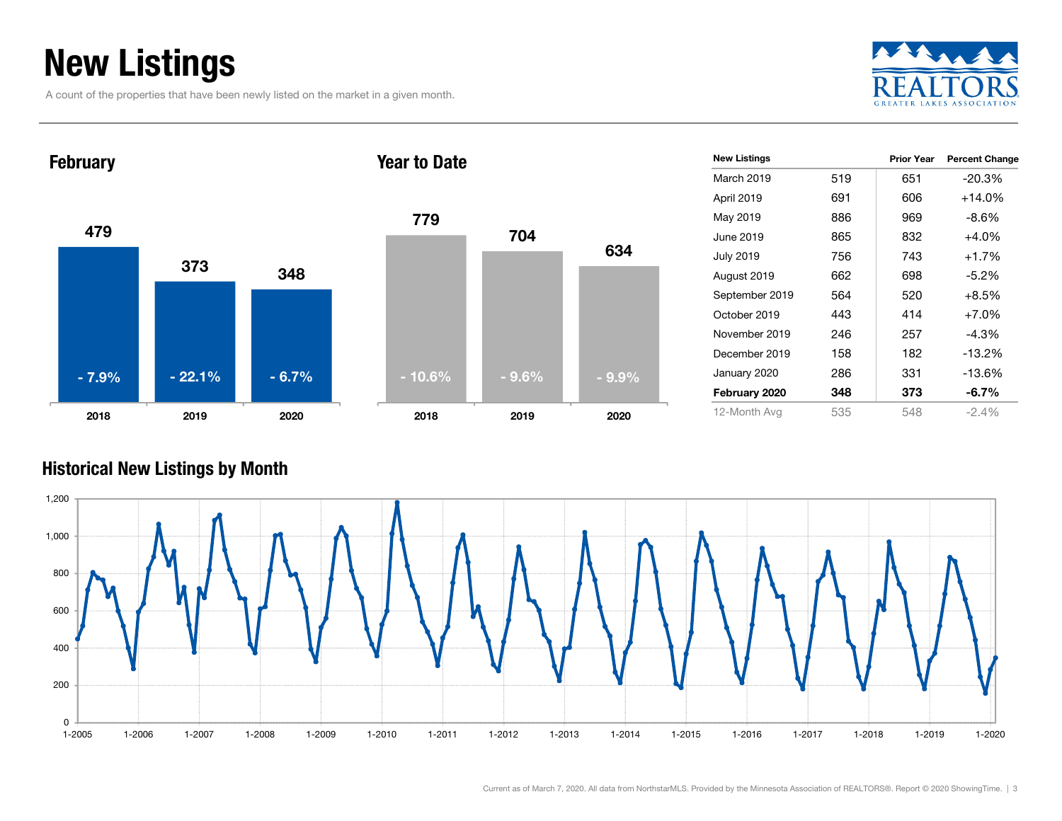# New Listings

A count of the properties that have been newly listed on the market in a given month.

## February

| Year | New Listings | Percent Change |
|---|---|---|
| 2018 | 479 | - 7.9% |
| 2019 | 373 | - 22.1% |
| 2020 | 348 | - 6.7% |

## Year to Date

| Year | New Listings | Percent Change |
|---|---|---|
| 2018 | 779 | - 10.6% |
| 2019 | 704 | - 9.6% |
| 2020 | 634 | - 9.9% |

| New Listings | | Prior Year | Percent Change |
|---|---|---|---|
| March 2019 | 519 | 651 | -20.3% |
| April 2019 | 691 | 606 | +14.0% |
| May 2019 | 886 | 969 | -8.6% |
| June 2019 | 865 | 832 | +4.0% |
| July 2019 | 756 | 743 | +1.7% |
| August 2019 | 662 | 698 | -5.2% |
| September 2019 | 564 | 520 | +8.5% |
| October 2019 | 443 | 414 | +7.0% |
| November 2019 | 246 | 257 | -4.3% |
| December 2019 | 158 | 182 | -13.2% |
| January 2020 | 286 | 331 | -13.6% |
| **February 2020** | **348** | **373** | **-6.7%** |
| 12-Month Avg | 535 | 548 | -2.4% |

## Historical New Listings by Month

Current as of March 7, 2020. All data from NorthstarMLS. Provided by the Minnesota Association of REALTORS®. Report © 2020 ShowingTime.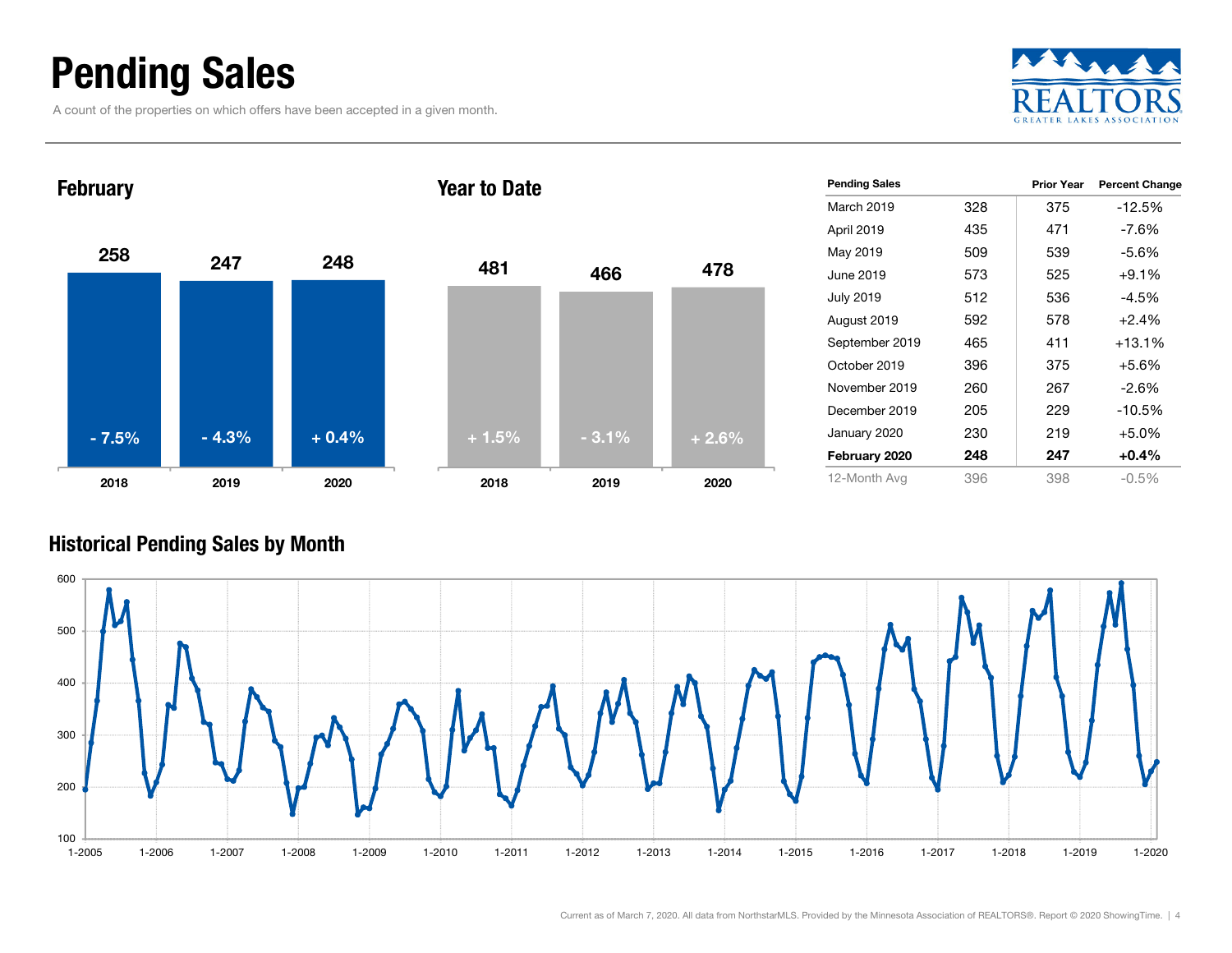# Pending Sales

A count of the properties on which offers have been accepted in a given month.

### February

| | 2018 | 2019 | 2020 |
|---|---|---|---|
| Pending Sales | 258 | 247 | 248 |
| Change | - 7.5% | - 4.3% | + 0.4% |

### Year to Date

| | 2018 | 2019 | 2020 |
|---|---|---|---|
| Pending Sales | 481 | 466 | 478 |
| Change | + 1.5% | - 3.1% | + 2.6% |

| Pending Sales | | Prior Year | Percent Change |
|---|---|---|---|
| March 2019 | 328 | 375 | -12.5% |
| April 2019 | 435 | 471 | -7.6% |
| May 2019 | 509 | 539 | -5.6% |
| June 2019 | 573 | 525 | +9.1% |
| July 2019 | 512 | 536 | -4.5% |
| August 2019 | 592 | 578 | +2.4% |
| September 2019 | 465 | 411 | +13.1% |
| October 2019 | 396 | 375 | +5.6% |
| November 2019 | 260 | 267 | -2.6% |
| December 2019 | 205 | 229 | -10.5% |
| January 2020 | 230 | 219 | +5.0% |
| **February 2020** | **248** | **247** | **+0.4%** |
| 12-Month Avg | 396 | 398 | -0.5% |

### Historical Pending Sales by Month

Current as of March 7, 2020. All data from NorthstarMLS. Provided by the Minnesota Association of REALTORS®. Report © 2020 ShowingTime.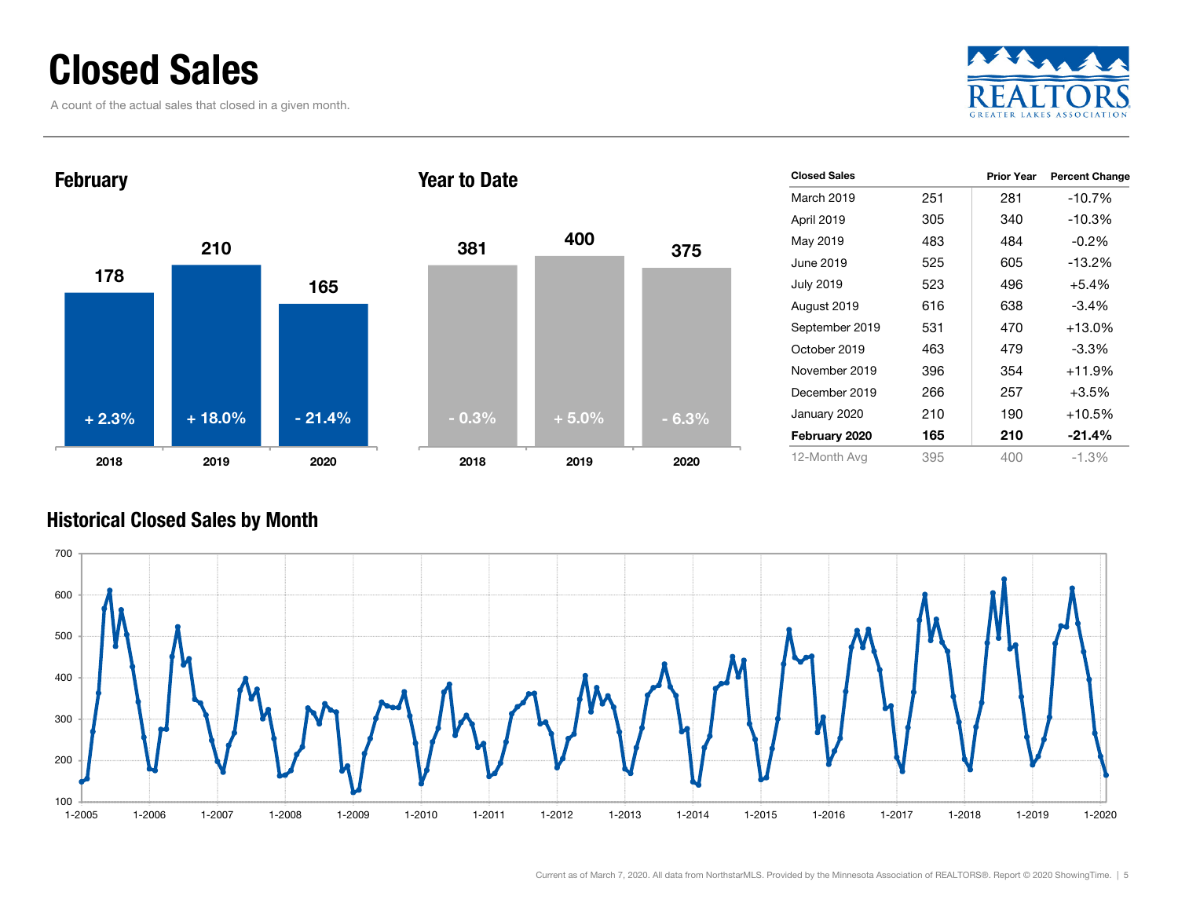# Closed Sales

A count of the actual sales that closed in a given month.

## February

| Year | Closed Sales | Change |
|---|---|---|
| 2018 | 178 | + 2.3% |
| 2019 | 210 | + 18.0% |
| 2020 | 165 | - 21.4% |

## Year to Date

| Year | Closed Sales | Change |
|---|---|---|
| 2018 | 381 | - 0.3% |
| 2019 | 400 | + 5.0% |
| 2020 | 375 | - 6.3% |

| Closed Sales | | Prior Year | Percent Change |
|---|---|---|---|
| March 2019 | 251 | 281 | -10.7% |
| April 2019 | 305 | 340 | -10.3% |
| May 2019 | 483 | 484 | -0.2% |
| June 2019 | 525 | 605 | -13.2% |
| July 2019 | 523 | 496 | +5.4% |
| August 2019 | 616 | 638 | -3.4% |
| September 2019 | 531 | 470 | +13.0% |
| October 2019 | 463 | 479 | -3.3% |
| November 2019 | 396 | 354 | +11.9% |
| December 2019 | 266 | 257 | +3.5% |
| January 2020 | 210 | 190 | +10.5% |
| **February 2020** | **165** | **210** | **-21.4%** |
| 12-Month Avg | 395 | 400 | -1.3% |

## Historical Closed Sales by Month

Current as of March 7, 2020. All data from NorthstarMLS. Provided by the Minnesota Association of REALTORS®. Report © 2020 ShowingTime.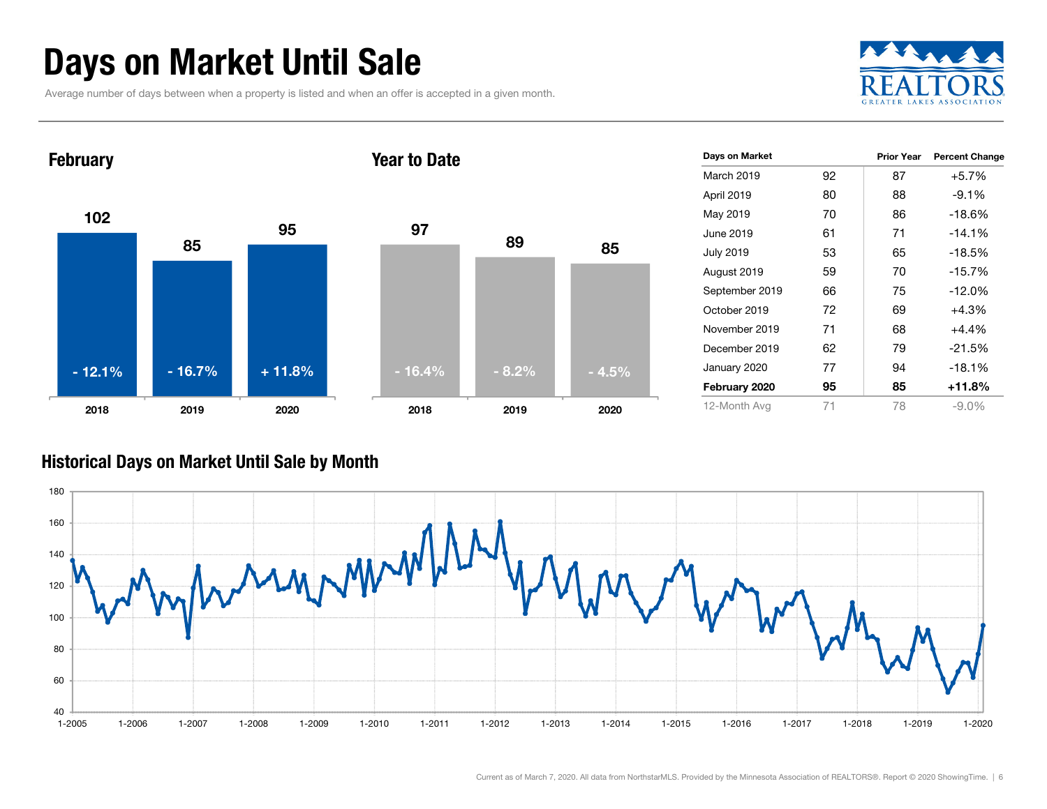# Days on Market Until Sale

Average number of days between when a property is listed and when an offer is accepted in a given month.

REALTORS GREATER LAKES ASSOCIATION

## February

| | 2018 | 2019 | 2020 |
|---|---|---|---|
| Days on Market | 102 | 85 | 95 |
| Percent Change | - 12.1% | - 16.7% | + 11.8% |

## Year to Date

| | 2018 | 2019 | 2020 |
|---|---|---|---|
| Days on Market | 97 | 89 | 85 |
| Percent Change | - 16.4% | - 8.2% | - 4.5% |

| Days on Market | | Prior Year | Percent Change |
|---|---|---|---|
| March 2019 | 92 | 87 | +5.7% |
| April 2019 | 80 | 88 | -9.1% |
| May 2019 | 70 | 86 | -18.6% |
| June 2019 | 61 | 71 | -14.1% |
| July 2019 | 53 | 65 | -18.5% |
| August 2019 | 59 | 70 | -15.7% |
| September 2019 | 66 | 75 | -12.0% |
| October 2019 | 72 | 69 | +4.3% |
| November 2019 | 71 | 68 | +4.4% |
| December 2019 | 62 | 79 | -21.5% |
| January 2020 | 77 | 94 | -18.1% |
| **February 2020** | **95** | **85** | **+11.8%** |
| 12-Month Avg | 71 | 78 | -9.0% |

## Historical Days on Market Until Sale by Month

Current as of March 7, 2020. All data from NorthstarMLS. Provided by the Minnesota Association of REALTORS®. Report © 2020 ShowingTime.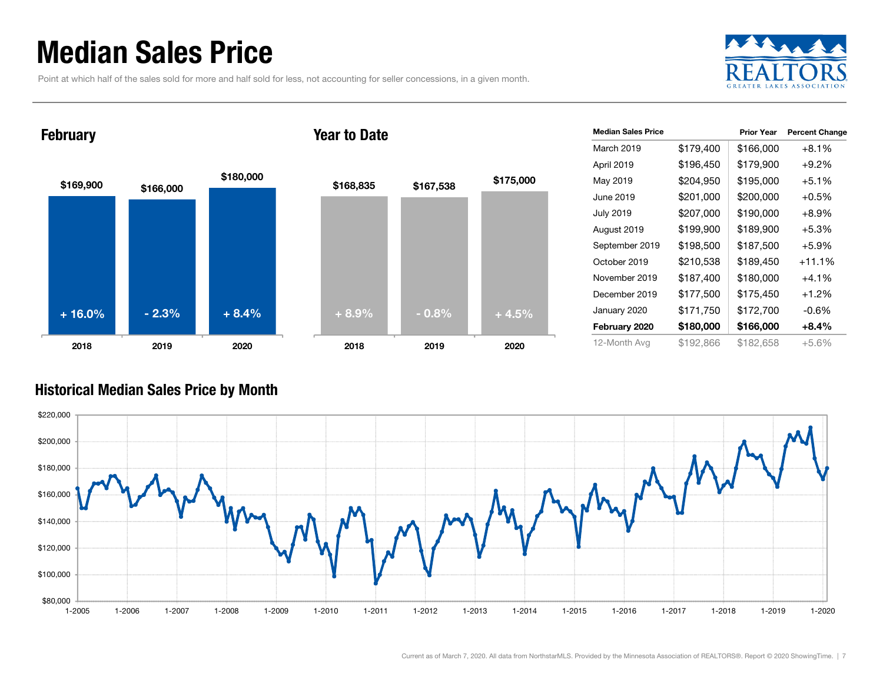# Median Sales Price

Point at which half of the sales sold for more and half sold for less, not accounting for seller concessions, in a given month.

## February

| | 2018 | 2019 | 2020 |
|---|---|---|---|
| Median Sales Price | $169,900 | $166,000 | $180,000 |
| Change | + 16.0% | - 2.3% | + 8.4% |

## Year to Date

| | 2018 | 2019 | 2020 |
|---|---|---|---|
| Median Sales Price | $168,835 | $167,538 | $175,000 |
| Change | + 8.9% | - 0.8% | + 4.5% |

| Median Sales Price | | Prior Year | Percent Change |
|---|---|---|---|
| March 2019 | $179,400 | $166,000 | +8.1% |
| April 2019 | $196,450 | $179,900 | +9.2% |
| May 2019 | $204,950 | $195,000 | +5.1% |
| June 2019 | $201,000 | $200,000 | +0.5% |
| July 2019 | $207,000 | $190,000 | +8.9% |
| August 2019 | $199,900 | $189,900 | +5.3% |
| September 2019 | $198,500 | $187,500 | +5.9% |
| October 2019 | $210,538 | $189,450 | +11.1% |
| November 2019 | $187,400 | $180,000 | +4.1% |
| December 2019 | $177,500 | $175,450 | +1.2% |
| January 2020 | $171,750 | $172,700 | -0.6% |
| **February 2020** | **$180,000** | **$166,000** | **+8.4%** |
| 12-Month Avg | $192,866 | $182,658 | +5.6% |

## Historical Median Sales Price by Month

Current as of March 7, 2020. All data from NorthstarMLS. Provided by the Minnesota Association of REALTORS®. Report © 2020 ShowingTime.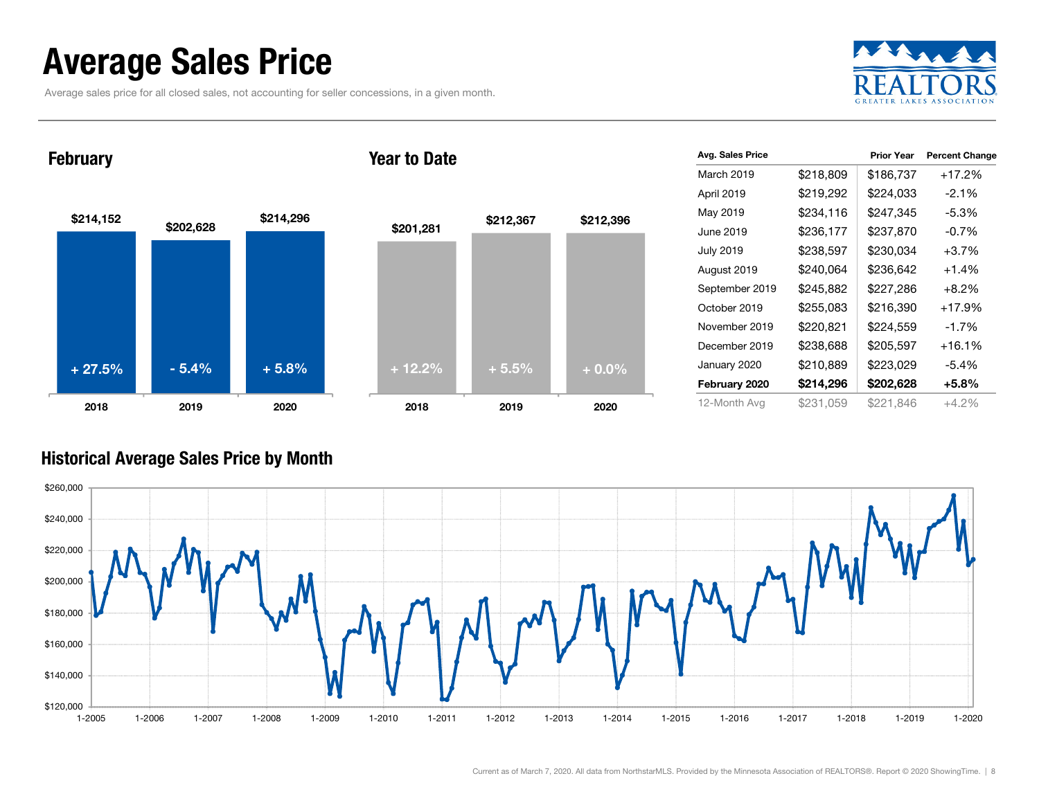# Average Sales Price

Average sales price for all closed sales, not accounting for seller concessions, in a given month.

REALTORS GREATER LAKES ASSOCIATION

## February

| Year | Avg. Sales Price | Change |
|---|---|---|
| 2018 | $214,152 | + 27.5% |
| 2019 | $202,628 | - 5.4% |
| 2020 | $214,296 | + 5.8% |

## Year to Date

| Year | Avg. Sales Price | Change |
|---|---|---|
| 2018 | $201,281 | + 12.2% |
| 2019 | $212,367 | + 5.5% |
| 2020 | $212,396 | + 0.0% |

| Avg. Sales Price | | Prior Year | Percent Change |
|---|---|---|---|
| March 2019 | $218,809 | $186,737 | +17.2% |
| April 2019 | $219,292 | $224,033 | -2.1% |
| May 2019 | $234,116 | $247,345 | -5.3% |
| June 2019 | $236,177 | $237,870 | -0.7% |
| July 2019 | $238,597 | $230,034 | +3.7% |
| August 2019 | $240,064 | $236,642 | +1.4% |
| September 2019 | $245,882 | $227,286 | +8.2% |
| October 2019 | $255,083 | $216,390 | +17.9% |
| November 2019 | $220,821 | $224,559 | -1.7% |
| December 2019 | $238,688 | $205,597 | +16.1% |
| January 2020 | $210,889 | $223,029 | -5.4% |
| **February 2020** | **$214,296** | **$202,628** | **+5.8%** |
| 12-Month Avg | $231,059 | $221,846 | +4.2% |

## Historical Average Sales Price by Month

Current as of March 7, 2020. All data from NorthstarMLS. Provided by the Minnesota Association of REALTORS®. Report © 2020 ShowingTime.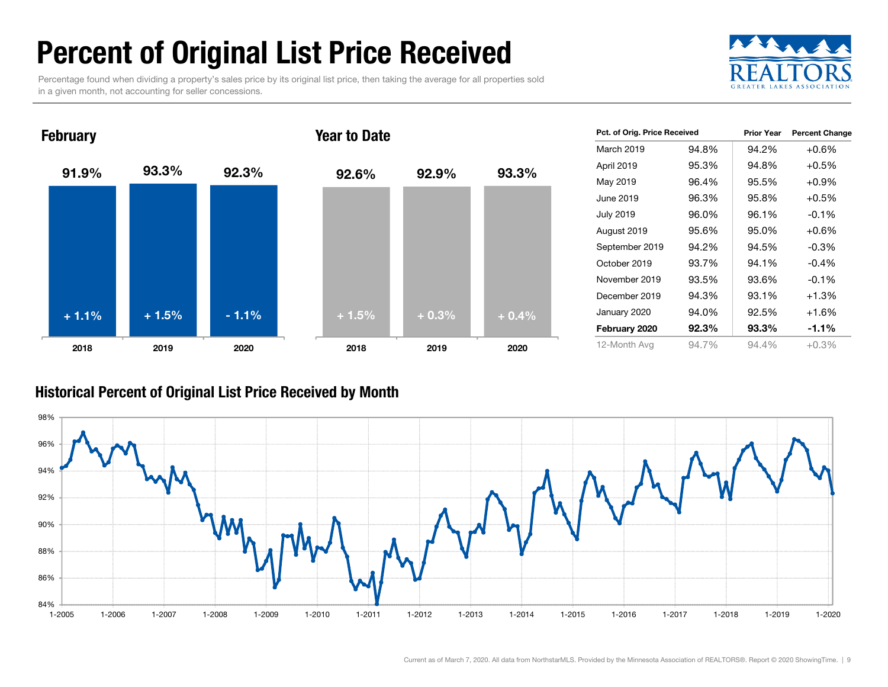# Percent of Original List Price Received

Percentage found when dividing a property's sales price by its original list price, then taking the average for all properties sold in a given month, not accounting for seller concessions.

## February

| | 2018 | 2019 | 2020 |
|---|---|---|---|
| Percent | 91.9% | 93.3% | 92.3% |
| Change | + 1.1% | + 1.5% | - 1.1% |

## Year to Date

| | 2018 | 2019 | 2020 |
|---|---|---|---|
| Percent | 92.6% | 92.9% | 93.3% |
| Change | + 1.5% | + 0.3% | + 0.4% |

| Pct. of Orig. Price Received | | Prior Year | Percent Change |
|---|---|---|---|
| March 2019 | 94.8% | 94.2% | +0.6% |
| April 2019 | 95.3% | 94.8% | +0.5% |
| May 2019 | 96.4% | 95.5% | +0.9% |
| June 2019 | 96.3% | 95.8% | +0.5% |
| July 2019 | 96.0% | 96.1% | -0.1% |
| August 2019 | 95.6% | 95.0% | +0.6% |
| September 2019 | 94.2% | 94.5% | -0.3% |
| October 2019 | 93.7% | 94.1% | -0.4% |
| November 2019 | 93.5% | 93.6% | -0.1% |
| December 2019 | 94.3% | 93.1% | +1.3% |
| January 2020 | 94.0% | 92.5% | +1.6% |
| **February 2020** | **92.3%** | **93.3%** | **-1.1%** |
| 12-Month Avg | 94.7% | 94.4% | +0.3% |

## Historical Percent of Original List Price Received by Month

Current as of March 7, 2020. All data from NorthstarMLS. Provided by the Minnesota Association of REALTORS®. Report © 2020 ShowingTime.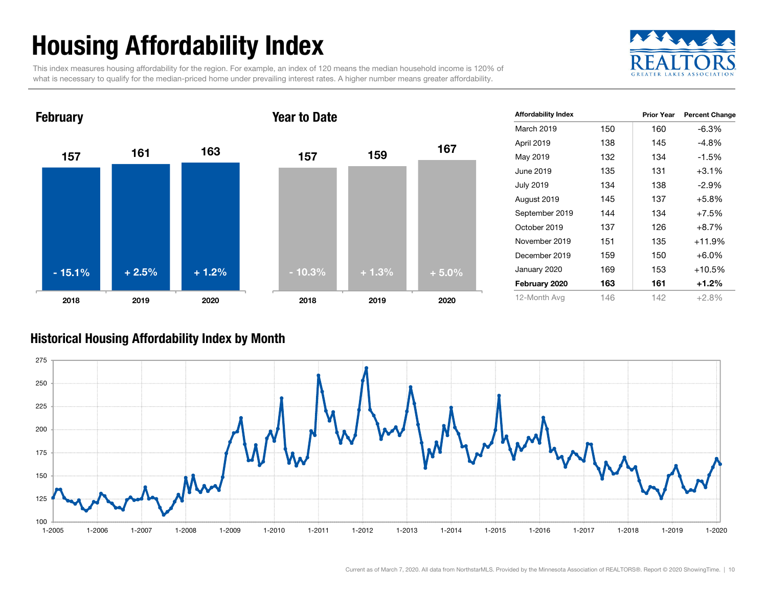# Housing Affordability Index

This index measures housing affordability for the region. For example, an index of 120 means the median household income is 120% of what is necessary to qualify for the median-priced home under prevailing interest rates. A higher number means greater affordability.

## February

| | 2018 | 2019 | 2020 |
|---|---|---|---|
| Index | 157 | 161 | 163 |
| Change | - 15.1% | + 2.5% | + 1.2% |

## Year to Date

| | 2018 | 2019 | 2020 |
|---|---|---|---|
| Index | 157 | 159 | 167 |
| Change | - 10.3% | + 1.3% | + 5.0% |

| Affordability Index | | Prior Year | Percent Change |
|---|---|---|---|
| March 2019 | 150 | 160 | -6.3% |
| April 2019 | 138 | 145 | -4.8% |
| May 2019 | 132 | 134 | -1.5% |
| June 2019 | 135 | 131 | +3.1% |
| July 2019 | 134 | 138 | -2.9% |
| August 2019 | 145 | 137 | +5.8% |
| September 2019 | 144 | 134 | +7.5% |
| October 2019 | 137 | 126 | +8.7% |
| November 2019 | 151 | 135 | +11.9% |
| December 2019 | 159 | 150 | +6.0% |
| January 2020 | 169 | 153 | +10.5% |
| **February 2020** | **163** | **161** | **+1.2%** |
| 12-Month Avg | 146 | 142 | +2.8% |

## Historical Housing Affordability Index by Month

Current as of March 7, 2020. All data from NorthstarMLS. Provided by the Minnesota Association of REALTORS®. Report © 2020 ShowingTime.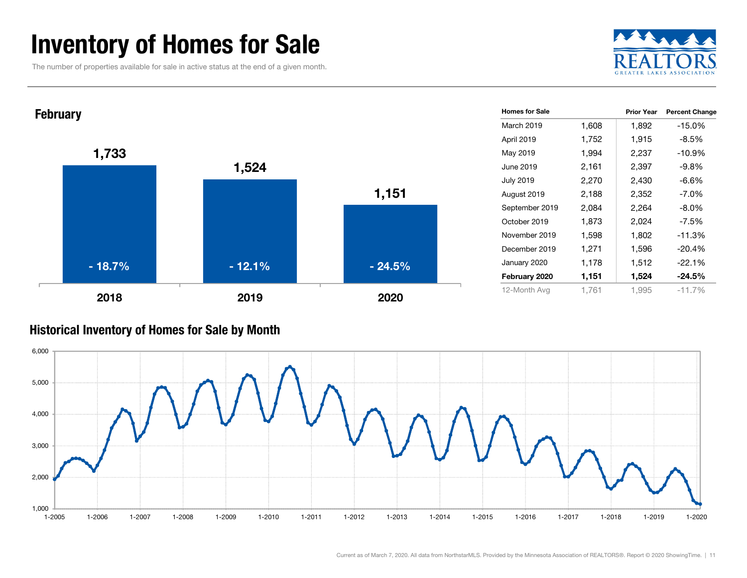# Inventory of Homes for Sale

The number of properties available for sale in active status at the end of a given month.

REALTORS
GREATER LAKES ASSOCIATION

## February

| | 2018 | 2019 | 2020 |
|---|---|---|---|
| Homes for Sale | 1,733 | 1,524 | 1,151 |
| Percent Change | - 18.7% | - 12.1% | - 24.5% |

| Homes for Sale | | Prior Year | Percent Change |
|---|---|---|---|
| March 2019 | 1,608 | 1,892 | -15.0% |
| April 2019 | 1,752 | 1,915 | -8.5% |
| May 2019 | 1,994 | 2,237 | -10.9% |
| June 2019 | 2,161 | 2,397 | -9.8% |
| July 2019 | 2,270 | 2,430 | -6.6% |
| August 2019 | 2,188 | 2,352 | -7.0% |
| September 2019 | 2,084 | 2,264 | -8.0% |
| October 2019 | 1,873 | 2,024 | -7.5% |
| November 2019 | 1,598 | 1,802 | -11.3% |
| December 2019 | 1,271 | 1,596 | -20.4% |
| January 2020 | 1,178 | 1,512 | -22.1% |
| **February 2020** | **1,151** | **1,524** | **-24.5%** |
| 12-Month Avg | 1,761 | 1,995 | -11.7% |

## Historical Inventory of Homes for Sale by Month

Current as of March 7, 2020. All data from NorthstarMLS. Provided by the Minnesota Association of REALTORS®. Report © 2020 ShowingTime.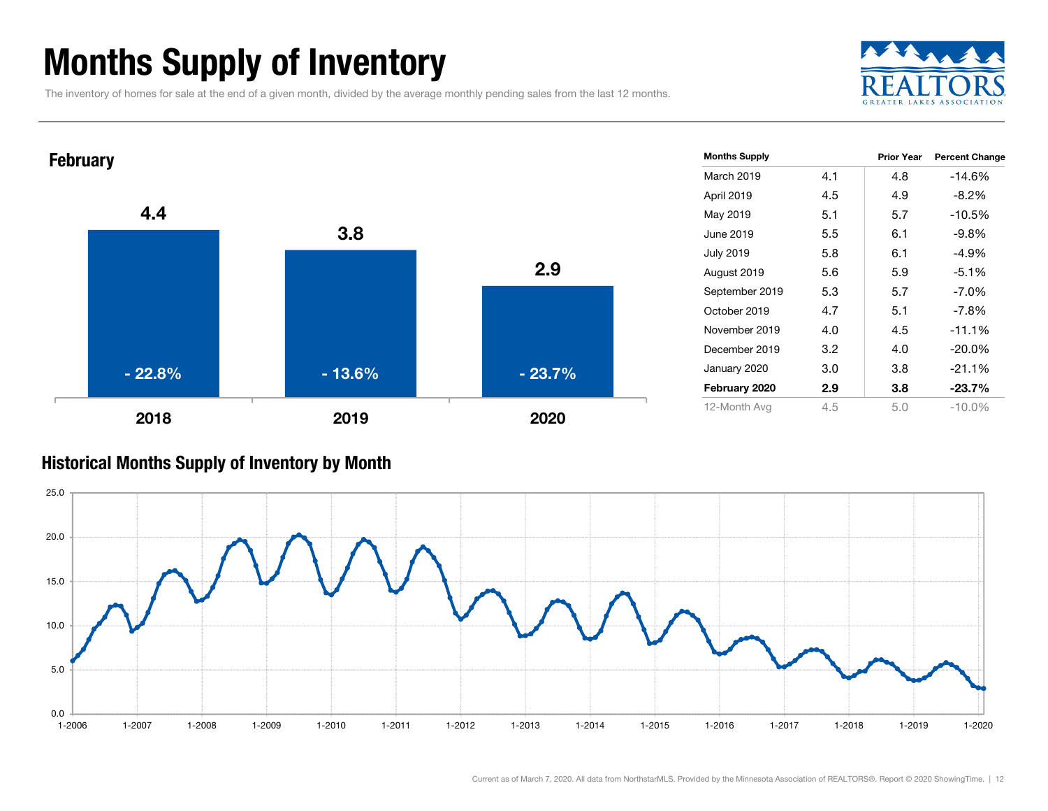# Months Supply of Inventory

The inventory of homes for sale at the end of a given month, divided by the average monthly pending sales from the last 12 months.

## February

| Year | Months Supply | Percent Change |
|---|---|---|
| 2018 | 4.4 | - 22.8% |
| 2019 | 3.8 | - 13.6% |
| 2020 | 2.9 | - 23.7% |

| Months Supply | | Prior Year | Percent Change |
|---|---|---|---|
| March 2019 | 4.1 | 4.8 | -14.6% |
| April 2019 | 4.5 | 4.9 | -8.2% |
| May 2019 | 5.1 | 5.7 | -10.5% |
| June 2019 | 5.5 | 6.1 | -9.8% |
| July 2019 | 5.8 | 6.1 | -4.9% |
| August 2019 | 5.6 | 5.9 | -5.1% |
| September 2019 | 5.3 | 5.7 | -7.0% |
| October 2019 | 4.7 | 5.1 | -7.8% |
| November 2019 | 4.0 | 4.5 | -11.1% |
| December 2019 | 3.2 | 4.0 | -20.0% |
| January 2020 | 3.0 | 3.8 | -21.1% |
| **February 2020** | **2.9** | **3.8** | **-23.7%** |
| 12-Month Avg | 4.5 | 5.0 | -10.0% |

## Historical Months Supply of Inventory by Month

Current as of March 7, 2020. All data from NorthstarMLS. Provided by the Minnesota Association of REALTORS®. Report © 2020 ShowingTime.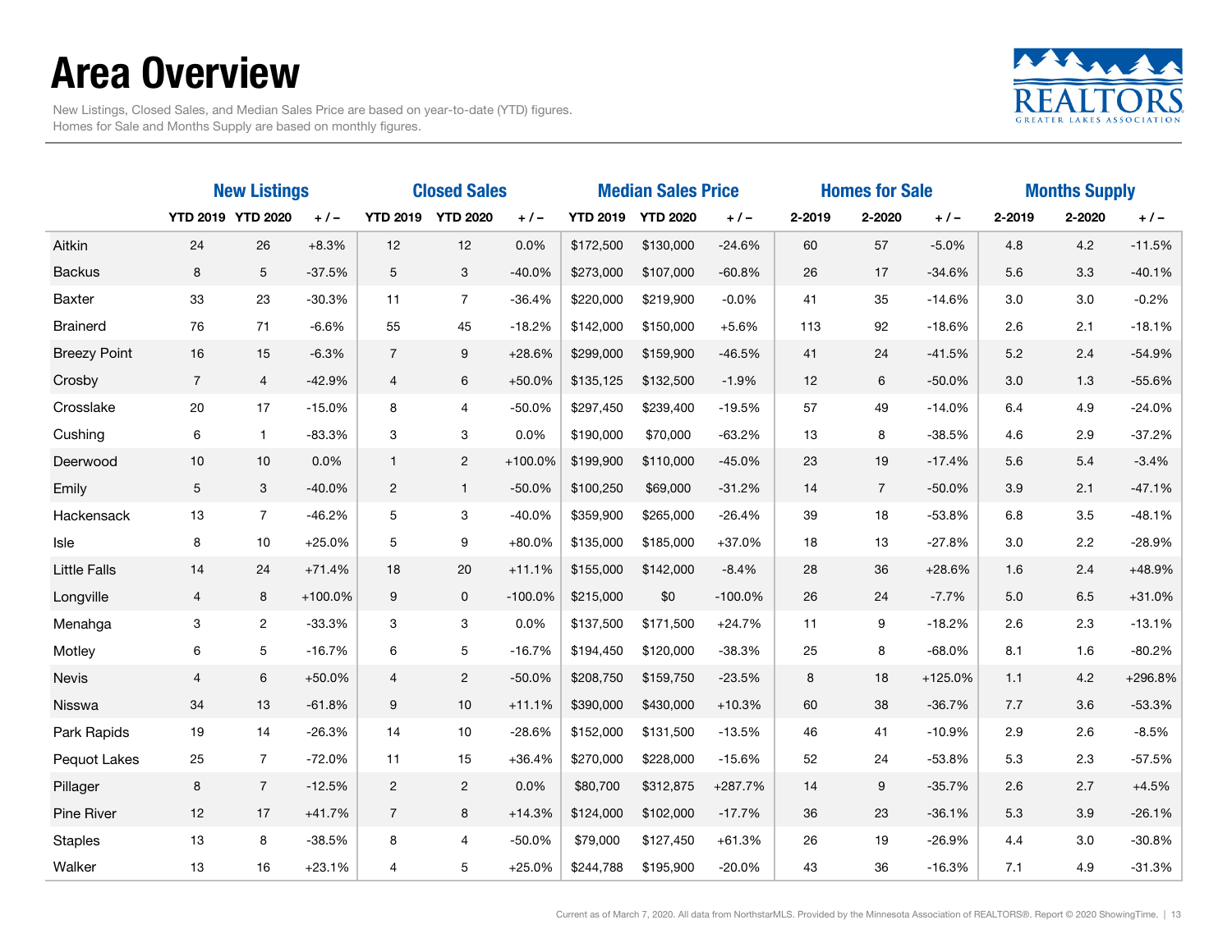# Area Overview

New Listings, Closed Sales, and Median Sales Price are based on year-to-date (YTD) figures.
Homes for Sale and Months Supply are based on monthly figures.

| | New Listings | | | Closed Sales | | | Median Sales Price | | | Homes for Sale | | | Months Supply | | |
|---|---|---|---|---|---|---|---|---|---|---|---|---|---|---|---|
| | YTD 2019 | YTD 2020 | + / – | YTD 2019 | YTD 2020 | + / – | YTD 2019 | YTD 2020 | + / – | 2-2019 | 2-2020 | + / – | 2-2019 | 2-2020 | + / – |
| Aitkin | 24 | 26 | +8.3% | 12 | 12 | 0.0% | $172,500 | $130,000 | -24.6% | 60 | 57 | -5.0% | 4.8 | 4.2 | -11.5% |
| Backus | 8 | 5 | -37.5% | 5 | 3 | -40.0% | $273,000 | $107,000 | -60.8% | 26 | 17 | -34.6% | 5.6 | 3.3 | -40.1% |
| Baxter | 33 | 23 | -30.3% | 11 | 7 | -36.4% | $220,000 | $219,900 | -0.0% | 41 | 35 | -14.6% | 3.0 | 3.0 | -0.2% |
| Brainerd | 76 | 71 | -6.6% | 55 | 45 | -18.2% | $142,000 | $150,000 | +5.6% | 113 | 92 | -18.6% | 2.6 | 2.1 | -18.1% |
| Breezy Point | 16 | 15 | -6.3% | 7 | 9 | +28.6% | $299,000 | $159,900 | -46.5% | 41 | 24 | -41.5% | 5.2 | 2.4 | -54.9% |
| Crosby | 7 | 4 | -42.9% | 4 | 6 | +50.0% | $135,125 | $132,500 | -1.9% | 12 | 6 | -50.0% | 3.0 | 1.3 | -55.6% |
| Crosslake | 20 | 17 | -15.0% | 8 | 4 | -50.0% | $297,450 | $239,400 | -19.5% | 57 | 49 | -14.0% | 6.4 | 4.9 | -24.0% |
| Cushing | 6 | 1 | -83.3% | 3 | 3 | 0.0% | $190,000 | $70,000 | -63.2% | 13 | 8 | -38.5% | 4.6 | 2.9 | -37.2% |
| Deerwood | 10 | 10 | 0.0% | 1 | 2 | +100.0% | $199,900 | $110,000 | -45.0% | 23 | 19 | -17.4% | 5.6 | 5.4 | -3.4% |
| Emily | 5 | 3 | -40.0% | 2 | 1 | -50.0% | $100,250 | $69,000 | -31.2% | 14 | 7 | -50.0% | 3.9 | 2.1 | -47.1% |
| Hackensack | 13 | 7 | -46.2% | 5 | 3 | -40.0% | $359,900 | $265,000 | -26.4% | 39 | 18 | -53.8% | 6.8 | 3.5 | -48.1% |
| Isle | 8 | 10 | +25.0% | 5 | 9 | +80.0% | $135,000 | $185,000 | +37.0% | 18 | 13 | -27.8% | 3.0 | 2.2 | -28.9% |
| Little Falls | 14 | 24 | +71.4% | 18 | 20 | +11.1% | $155,000 | $142,000 | -8.4% | 28 | 36 | +28.6% | 1.6 | 2.4 | +48.9% |
| Longville | 4 | 8 | +100.0% | 9 | 0 | -100.0% | $215,000 | $0 | -100.0% | 26 | 24 | -7.7% | 5.0 | 6.5 | +31.0% |
| Menahga | 3 | 2 | -33.3% | 3 | 3 | 0.0% | $137,500 | $171,500 | +24.7% | 11 | 9 | -18.2% | 2.6 | 2.3 | -13.1% |
| Motley | 6 | 5 | -16.7% | 6 | 5 | -16.7% | $194,450 | $120,000 | -38.3% | 25 | 8 | -68.0% | 8.1 | 1.6 | -80.2% |
| Nevis | 4 | 6 | +50.0% | 4 | 2 | -50.0% | $208,750 | $159,750 | -23.5% | 8 | 18 | +125.0% | 1.1 | 4.2 | +296.8% |
| Nisswa | 34 | 13 | -61.8% | 9 | 10 | +11.1% | $390,000 | $430,000 | +10.3% | 60 | 38 | -36.7% | 7.7 | 3.6 | -53.3% |
| Park Rapids | 19 | 14 | -26.3% | 14 | 10 | -28.6% | $152,000 | $131,500 | -13.5% | 46 | 41 | -10.9% | 2.9 | 2.6 | -8.5% |
| Pequot Lakes | 25 | 7 | -72.0% | 11 | 15 | +36.4% | $270,000 | $228,000 | -15.6% | 52 | 24 | -53.8% | 5.3 | 2.3 | -57.5% |
| Pillager | 8 | 7 | -12.5% | 2 | 2 | 0.0% | $80,700 | $312,875 | +287.7% | 14 | 9 | -35.7% | 2.6 | 2.7 | +4.5% |
| Pine River | 12 | 17 | +41.7% | 7 | 8 | +14.3% | $124,000 | $102,000 | -17.7% | 36 | 23 | -36.1% | 5.3 | 3.9 | -26.1% |
| Staples | 13 | 8 | -38.5% | 8 | 4 | -50.0% | $79,000 | $127,450 | +61.3% | 26 | 19 | -26.9% | 4.4 | 3.0 | -30.8% |
| Walker | 13 | 16 | +23.1% | 4 | 5 | +25.0% | $244,788 | $195,900 | -20.0% | 43 | 36 | -16.3% | 7.1 | 4.9 | -31.3% |

Current as of March 7, 2020. All data from NorthstarMLS. Provided by the Minnesota Association of REALTORS®. Report © 2020 ShowingTime.